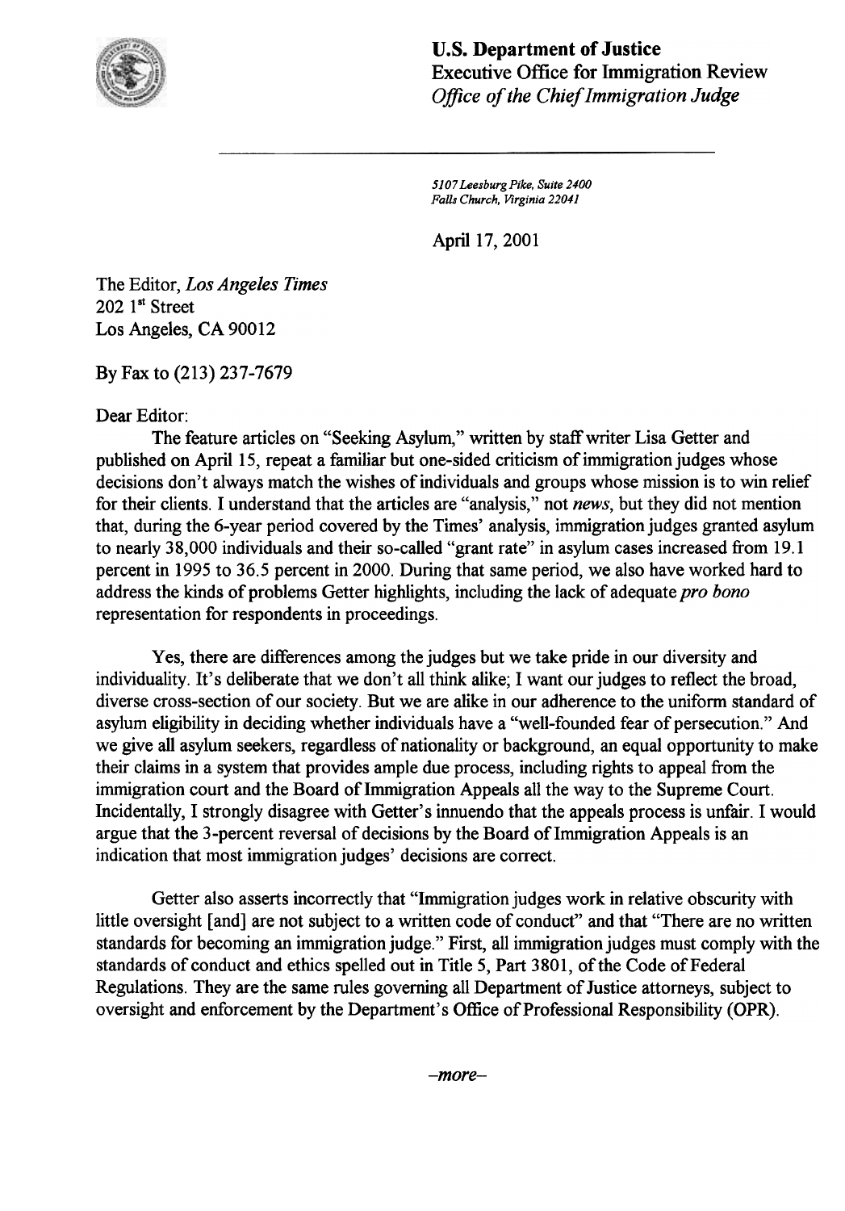**U.S. Department of Justice**
Executive Office for Immigration Review
*Office of the Chief Immigration Judge*

*5107 Leesburg Pike, Suite 2400*
*Falls Church, Virginia 22041*

April 17, 2001

The Editor, *Los Angeles Times*
202 1st Street
Los Angeles, CA 90012

By Fax to (213) 237-7679

Dear Editor:

The feature articles on "Seeking Asylum," written by staff writer Lisa Getter and published on April 15, repeat a familiar but one-sided criticism of immigration judges whose decisions don't always match the wishes of individuals and groups whose mission is to win relief for their clients. I understand that the articles are "analysis," not *news*, but they did not mention that, during the 6-year period covered by the Times' analysis, immigration judges granted asylum to nearly 38,000 individuals and their so-called "grant rate" in asylum cases increased from 19.1 percent in 1995 to 36.5 percent in 2000. During that same period, we also have worked hard to address the kinds of problems Getter highlights, including the lack of adequate *pro bono* representation for respondents in proceedings.

Yes, there are differences among the judges but we take pride in our diversity and individuality. It's deliberate that we don't all think alike; I want our judges to reflect the broad, diverse cross-section of our society. But we are alike in our adherence to the uniform standard of asylum eligibility in deciding whether individuals have a "well-founded fear of persecution." And we give all asylum seekers, regardless of nationality or background, an equal opportunity to make their claims in a system that provides ample due process, including rights to appeal from the immigration court and the Board of Immigration Appeals all the way to the Supreme Court. Incidentally, I strongly disagree with Getter's innuendo that the appeals process is unfair. I would argue that the 3-percent reversal of decisions by the Board of Immigration Appeals is an indication that most immigration judges' decisions are correct.

Getter also asserts incorrectly that "Immigration judges work in relative obscurity with little oversight [and] are not subject to a written code of conduct" and that "There are no written standards for becoming an immigration judge." First, all immigration judges must comply with the standards of conduct and ethics spelled out in Title 5, Part 3801, of the Code of Federal Regulations. They are the same rules governing all Department of Justice attorneys, subject to oversight and enforcement by the Department's Office of Professional Responsibility (OPR).

*–more–*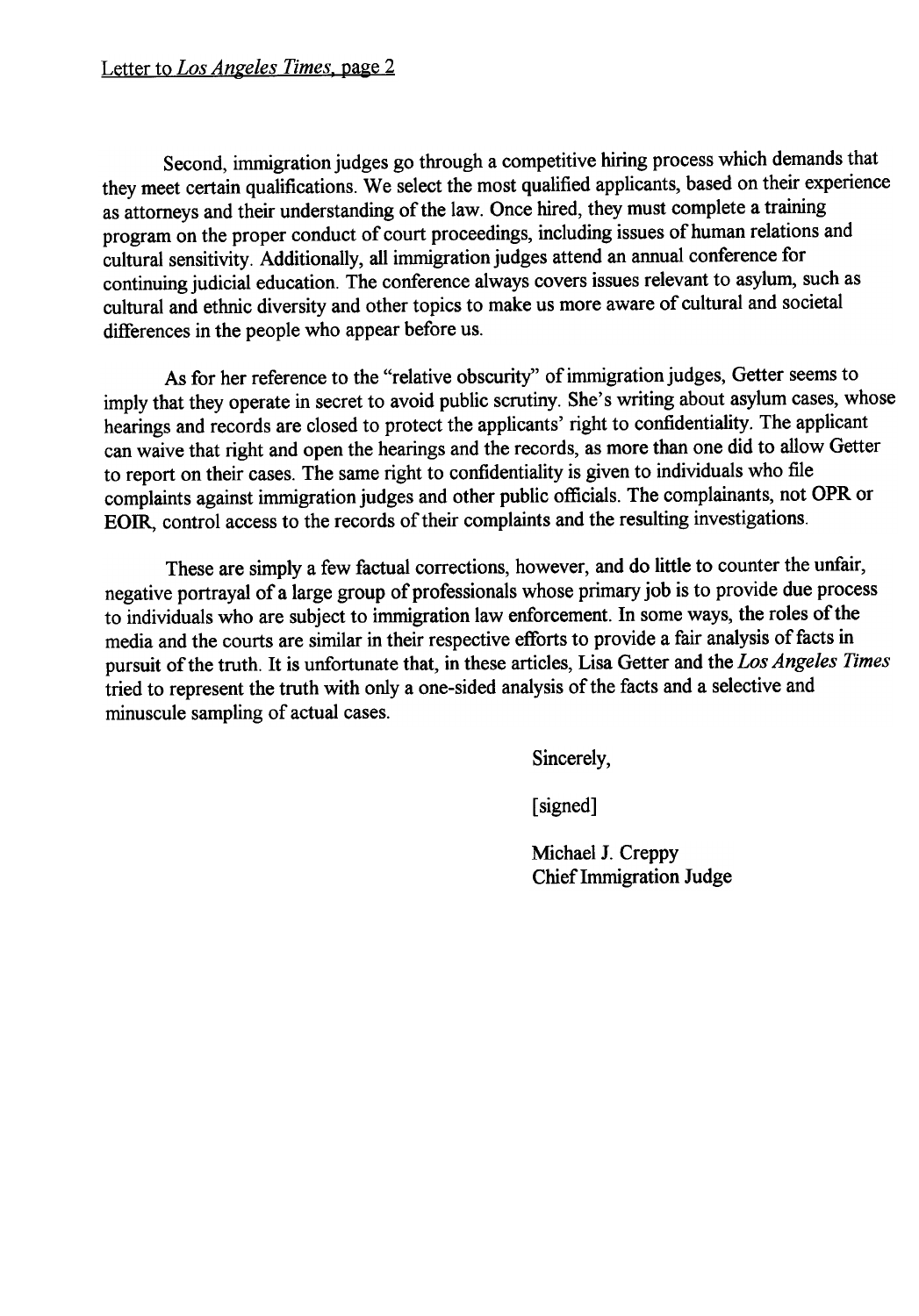Second, immigration judges go through a competitive hiring process which demands that they meet certain qualifications. We select the most qualified applicants, based on their experience as attorneys and their understanding of the law. Once hired, they must complete a training program on the proper conduct of court proceedings, including issues of human relations and cultural sensitivity. Additionally, all immigration judges attend an annual conference for continuing judicial education. The conference always covers issues relevant to asylum, such as cultural and ethnic diversity and other topics to make us more aware of cultural and societal differences in the people who appear before us.

As for her reference to the "relative obscurity" of immigration judges, Getter seems to imply that they operate in secret to avoid public scrutiny. She's writing about asylum cases, whose hearings and records are closed to protect the applicants' right to confidentiality. The applicant can waive that right and open the hearings and the records, as more than one did to allow Getter to report on their cases. The same right to confidentiality is given to individuals who file complaints against immigration judges and other public officials. The complainants, not OPR or EOIR, control access to the records of their complaints and the resulting investigations.

These are simply a few factual corrections, however, and do little to counter the unfair, negative portrayal of a large group of professionals whose primary job is to provide due process to individuals who are subject to immigration law enforcement. In some ways, the roles of the media and the courts are similar in their respective efforts to provide a fair analysis of facts in pursuit of the truth. It is unfortunate that, in these articles, Lisa Getter and the *Los Angeles Times* tried to represent the truth with only a one-sided analysis of the facts and a selective and minuscule sampling of actual cases.

Sincerely,

[signed]

Michael J. Creppy
Chief Immigration Judge